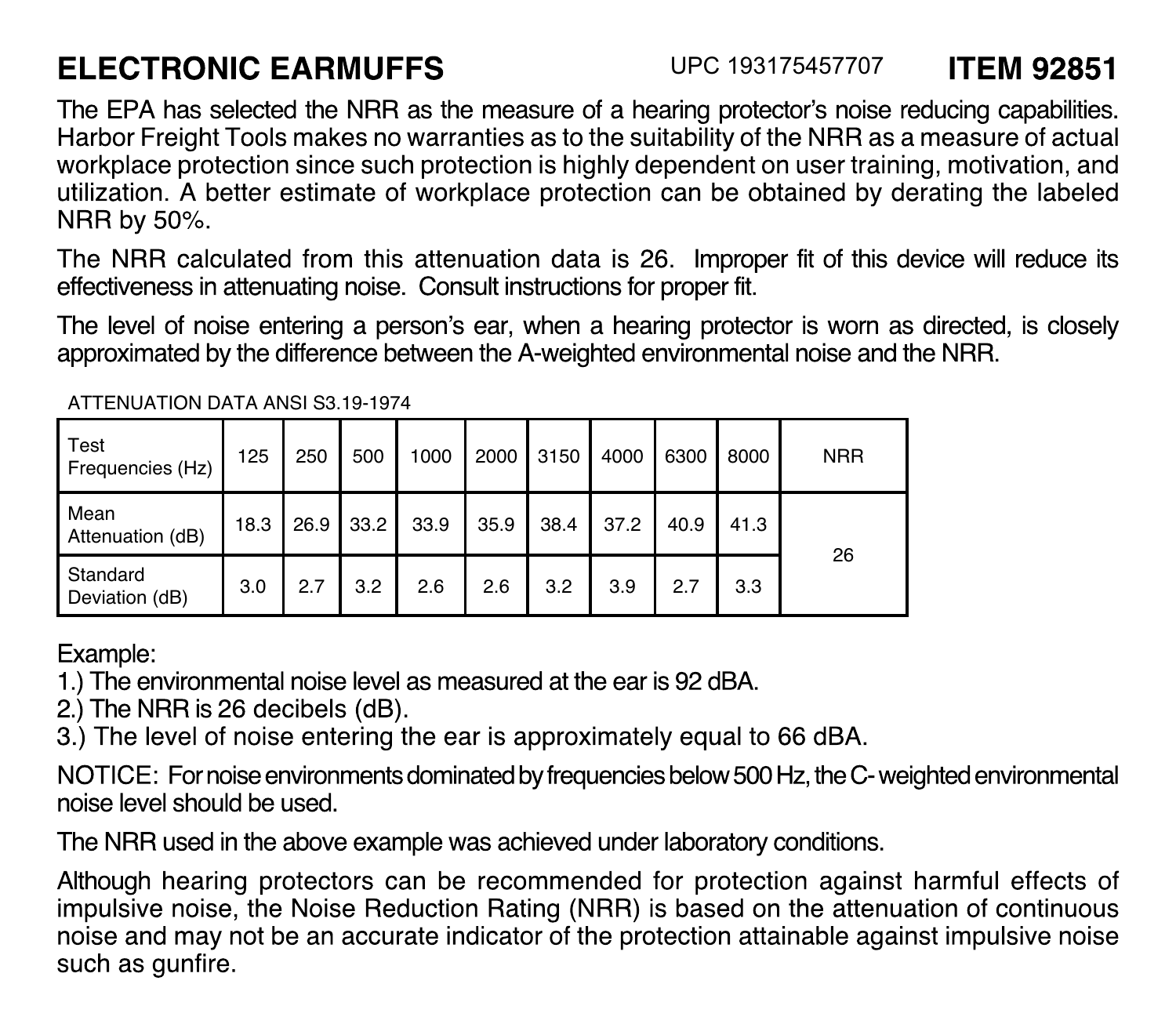# ELECTRONIC EARMUFFS

UPC 193175457707 **ITEM 92851**

The EPA has selected the NRR as the measure of a hearing protector's noise reducing capabilities. Harbor Freight Tools makes no warranties as to the suitability of the NRR as a measure of actual workplace protection since such protection is highly dependent on user training, motivation, and utilization. A better estimate of workplace protection can be obtained by derating the labeled NRR by 50%.

The NRR calculated from this attenuation data is 26. Improper fit of this device will reduce its effectiveness in attenuating noise. Consult instructions for proper fit.

The level of noise entering a person's ear, when a hearing protector is worn as directed, is closely approximated by the difference between the A-weighted environmental noise and the NRR.

ATTENUATION DATA ANSI S3.19-1974

| Test Frequencies (Hz) | 125 | 250 | 500 | 1000 | 2000 | 3150 | 4000 | 6300 | 8000 | NRR |
|---|---|---|---|---|---|---|---|---|---|---|
| Mean Attenuation (dB) | 18.3 | 26.9 | 33.2 | 33.9 | 35.9 | 38.4 | 37.2 | 40.9 | 41.3 | 26 |
| Standard Deviation (dB) | 3.0 | 2.7 | 3.2 | 2.6 | 2.6 | 3.2 | 3.9 | 2.7 | 3.3 | |

Example:
1.) The environmental noise level as measured at the ear is 92 dBA.
2.) The NRR is 26 decibels (dB).
3.) The level of noise entering the ear is approximately equal to 66 dBA.

NOTICE: For noise environments dominated by frequencies below 500 Hz, the C- weighted environmental noise level should be used.

The NRR used in the above example was achieved under laboratory conditions.

Although hearing protectors can be recommended for protection against harmful effects of impulsive noise, the Noise Reduction Rating (NRR) is based on the attenuation of continuous noise and may not be an accurate indicator of the protection attainable against impulsive noise such as gunfire.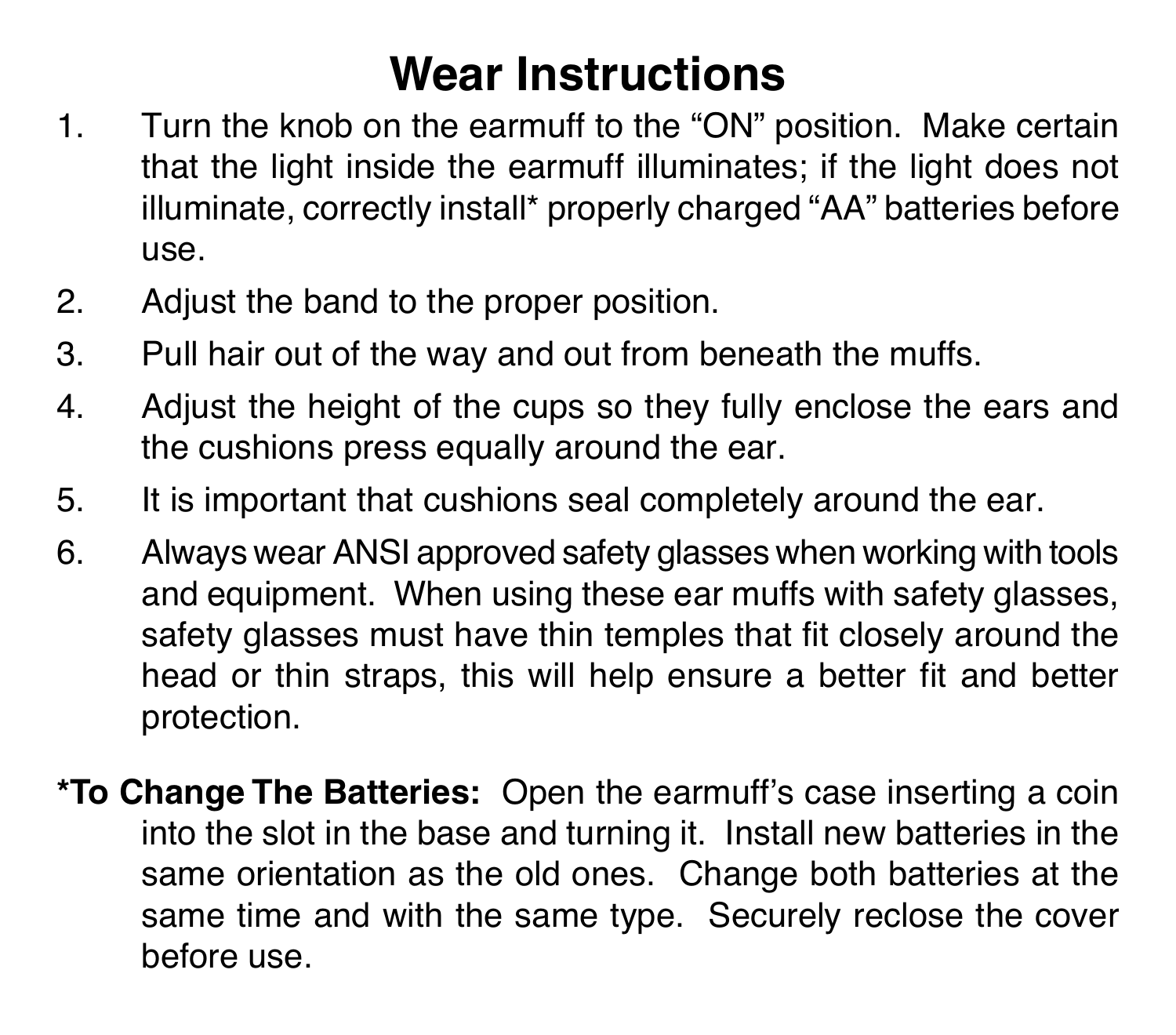# Wear Instructions

1. Turn the knob on the earmuff to the "ON" position. Make certain that the light inside the earmuff illuminates; if the light does not illuminate, correctly install* properly charged "AA" batteries before use.
2. Adjust the band to the proper position.
3. Pull hair out of the way and out from beneath the muffs.
4. Adjust the height of the cups so they fully enclose the ears and the cushions press equally around the ear.
5. It is important that cushions seal completely around the ear.
6. Always wear ANSI approved safety glasses when working with tools and equipment. When using these ear muffs with safety glasses, safety glasses must have thin temples that fit closely around the head or thin straps, this will help ensure a better fit and better protection.

**\*To Change The Batteries:** Open the earmuff's case inserting a coin into the slot in the base and turning it. Install new batteries in the same orientation as the old ones. Change both batteries at the same time and with the same type. Securely reclose the cover before use.